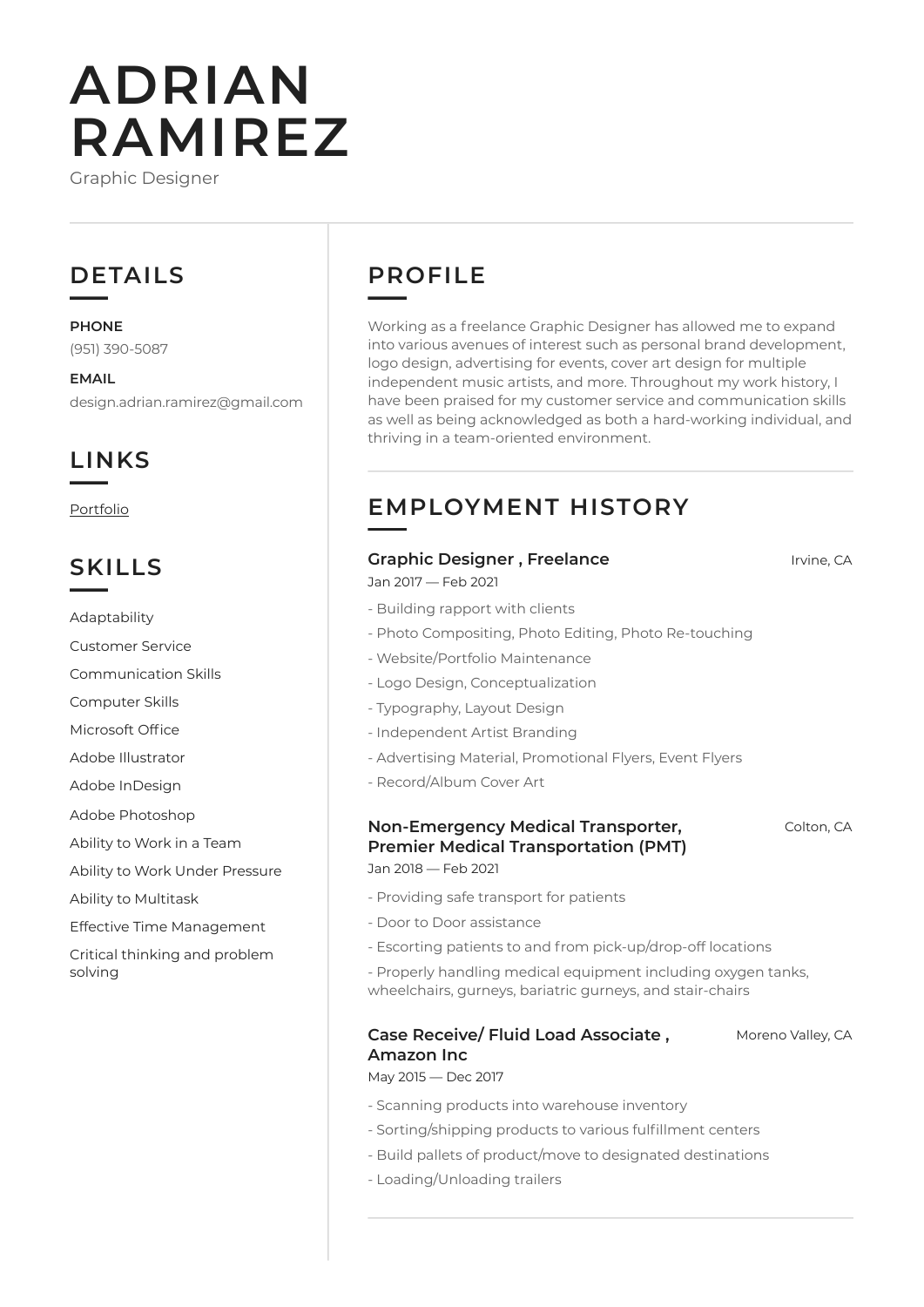# ADRIAN RAMIREZ

Graphic Designer

## DETAILS

**PHONE**

(951) 390-5087

**EMAIL**

design.adrian.ramirez@gmail.com

## LINKS

Portfolio

## SKILLS

Adaptability

Customer Service

Communication Skills

Computer Skills

Microsoft Office

Adobe Illustrator

Adobe InDesign

Adobe Photoshop

Ability to Work in a Team

Ability to Work Under Pressure

Ability to Multitask

Effective Time Management

Critical thinking and problem solving

## PROFILE

Working as a freelance Graphic Designer has allowed me to expand into various avenues of interest such as personal brand development, logo design, advertising for events, cover art design for multiple independent music artists, and more. Throughout my work history, I have been praised for my customer service and communication skills as well as being acknowledged as both a hard-working individual, and thriving in a team-oriented environment.

## EMPLOYMENT HISTORY

### Graphic Designer , Freelance — Irvine, CA

Jan 2017 — Feb 2021

- Building rapport with clients
- Photo Compositing, Photo Editing, Photo Re-touching
- Website/Portfolio Maintenance
- Logo Design, Conceptualization
- Typography, Layout Design
- Independent Artist Branding
- Advertising Material, Promotional Flyers, Event Flyers
- Record/Album Cover Art

### Non-Emergency Medical Transporter, Premier Medical Transportation (PMT) — Colton, CA

Jan 2018 — Feb 2021

- Providing safe transport for patients
- Door to Door assistance
- Escorting patients to and from pick-up/drop-off locations
- Properly handling medical equipment including oxygen tanks, wheelchairs, gurneys, bariatric gurneys, and stair-chairs

### Case Receive/ Fluid Load Associate , Amazon Inc — Moreno Valley, CA

May 2015 — Dec 2017

- Scanning products into warehouse inventory
- Sorting/shipping products to various fulfillment centers
- Build pallets of product/move to designated destinations
- Loading/Unloading trailers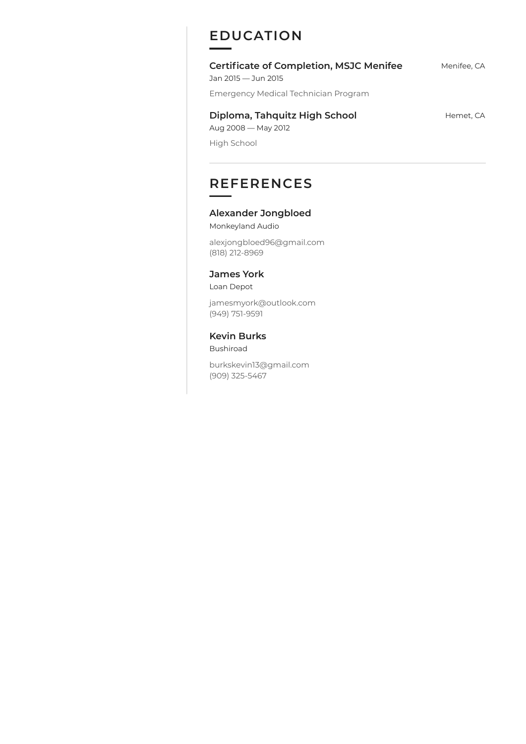## EDUCATION

**Certificate of Completion, MSJC Menifee** — Menifee, CA
Jan 2015 — Jun 2015

Emergency Medical Technician Program

**Diploma, Tahquitz High School** — Hemet, CA
Aug 2008 — May 2012

High School

## REFERENCES

**Alexander Jongbloed**
Monkeyland Audio

alexjongbloed96@gmail.com
(818) 212-8969

**James York**
Loan Depot

jamesmyork@outlook.com
(949) 751-9591

**Kevin Burks**
Bushiroad

burkskevin13@gmail.com
(909) 325-5467